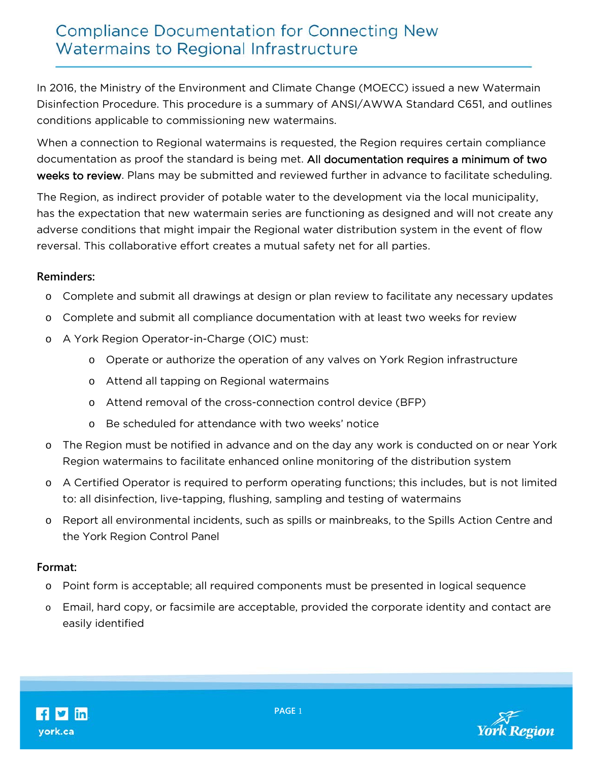# Compliance Documentation for Connecting New Watermains to Regional Infrastructure

In 2016, the Ministry of the Environment and Climate Change (MOECC) issued a new Watermain Disinfection Procedure. This procedure is a summary of ANSI/AWWA Standard C651, and outlines conditions applicable to commissioning new watermains.

When a connection to Regional watermains is requested, the Region requires certain compliance documentation as proof the standard is being met. **All documentation requires a minimum of two weeks to review**. Plans may be submitted and reviewed further in advance to facilitate scheduling.

The Region, as indirect provider of potable water to the development via the local municipality, has the expectation that new watermain series are functioning as designed and will not create any adverse conditions that might impair the Regional water distribution system in the event of flow reversal. This collaborative effort creates a mutual safety net for all parties.

**Reminders:**

- Complete and submit all drawings at design or plan review to facilitate any necessary updates
- Complete and submit all compliance documentation with at least two weeks for review
- A York Region Operator-in-Charge (OIC) must:
  - Operate or authorize the operation of any valves on York Region infrastructure
  - Attend all tapping on Regional watermains
  - Attend removal of the cross-connection control device (BFP)
  - Be scheduled for attendance with two weeks' notice
- The Region must be notified in advance and on the day any work is conducted on or near York Region watermains to facilitate enhanced online monitoring of the distribution system
- A Certified Operator is required to perform operating functions; this includes, but is not limited to: all disinfection, live-tapping, flushing, sampling and testing of watermains
- Report all environmental incidents, such as spills or mainbreaks, to the Spills Action Centre and the York Region Control Panel

**Format:**

- Point form is acceptable; all required components must be presented in logical sequence
- Email, hard copy, or facsimile are acceptable, provided the corporate identity and contact are easily identified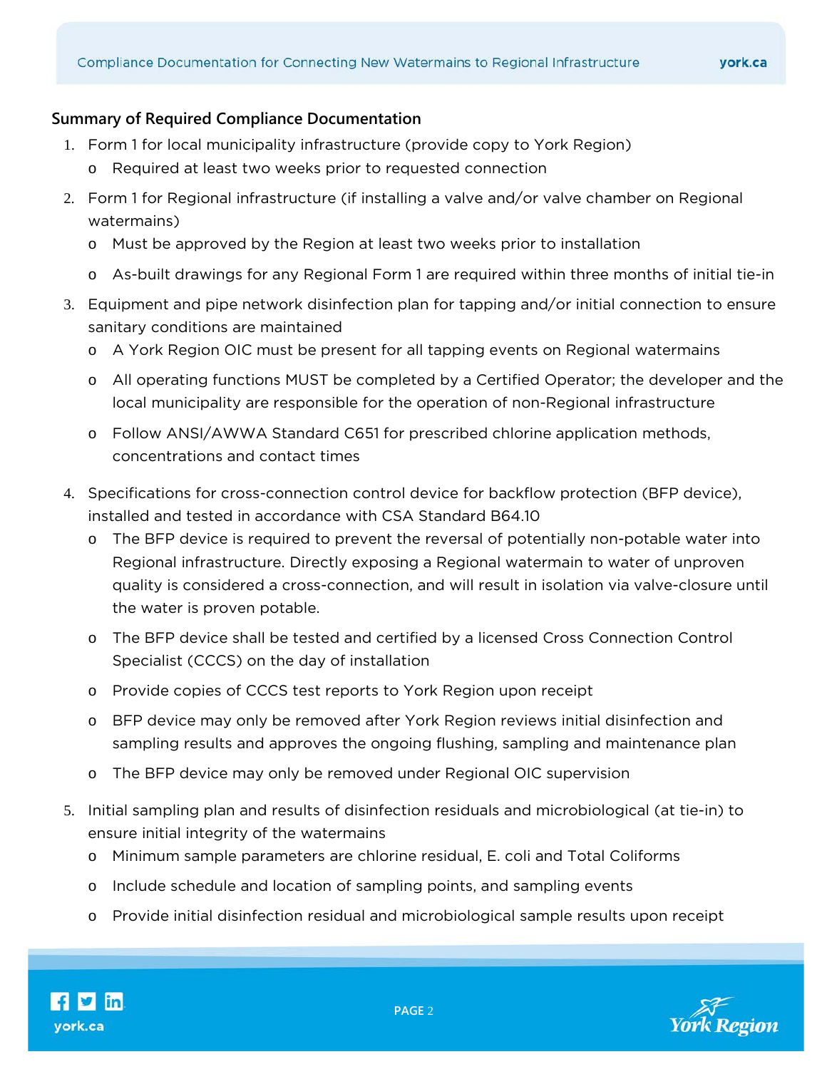## Summary of Required Compliance Documentation

1. Form 1 for local municipality infrastructure (provide copy to York Region)
   - Required at least two weeks prior to requested connection
2. Form 1 for Regional infrastructure (if installing a valve and/or valve chamber on Regional watermains)
   - Must be approved by the Region at least two weeks prior to installation
   - As-built drawings for any Regional Form 1 are required within three months of initial tie-in
3. Equipment and pipe network disinfection plan for tapping and/or initial connection to ensure sanitary conditions are maintained
   - A York Region OIC must be present for all tapping events on Regional watermains
   - All operating functions MUST be completed by a Certified Operator; the developer and the local municipality are responsible for the operation of non-Regional infrastructure
   - Follow ANSI/AWWA Standard C651 for prescribed chlorine application methods, concentrations and contact times
4. Specifications for cross-connection control device for backflow protection (BFP device), installed and tested in accordance with CSA Standard B64.10
   - The BFP device is required to prevent the reversal of potentially non-potable water into Regional infrastructure. Directly exposing a Regional watermain to water of unproven quality is considered a cross-connection, and will result in isolation via valve-closure until the water is proven potable.
   - The BFP device shall be tested and certified by a licensed Cross Connection Control Specialist (CCCS) on the day of installation
   - Provide copies of CCCS test reports to York Region upon receipt
   - BFP device may only be removed after York Region reviews initial disinfection and sampling results and approves the ongoing flushing, sampling and maintenance plan
   - The BFP device may only be removed under Regional OIC supervision
5. Initial sampling plan and results of disinfection residuals and microbiological (at tie-in) to ensure initial integrity of the watermains
   - Minimum sample parameters are chlorine residual, E. coli and Total Coliforms
   - Include schedule and location of sampling points, and sampling events
   - Provide initial disinfection residual and microbiological sample results upon receipt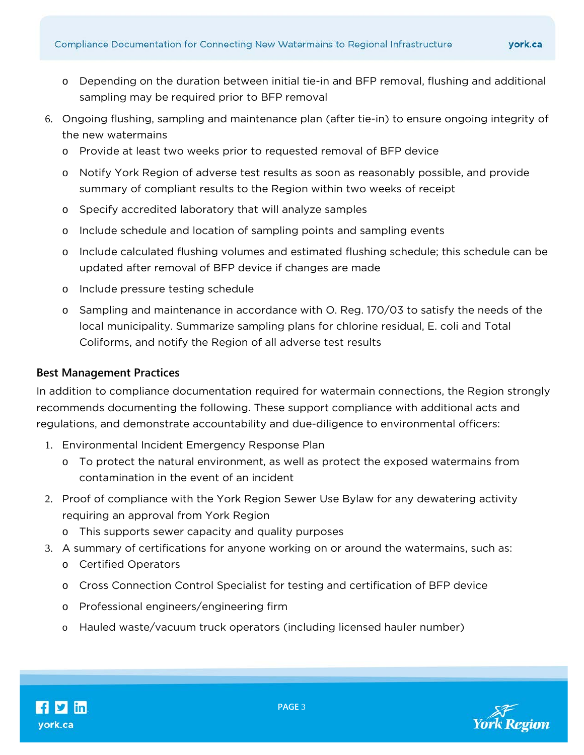- Depending on the duration between initial tie-in and BFP removal, flushing and additional sampling may be required prior to BFP removal

6. Ongoing flushing, sampling and maintenance plan (after tie-in) to ensure ongoing integrity of the new watermains
   - Provide at least two weeks prior to requested removal of BFP device
   - Notify York Region of adverse test results as soon as reasonably possible, and provide summary of compliant results to the Region within two weeks of receipt
   - Specify accredited laboratory that will analyze samples
   - Include schedule and location of sampling points and sampling events
   - Include calculated flushing volumes and estimated flushing schedule; this schedule can be updated after removal of BFP device if changes are made
   - Include pressure testing schedule
   - Sampling and maintenance in accordance with O. Reg. 170/03 to satisfy the needs of the local municipality. Summarize sampling plans for chlorine residual, E. coli and Total Coliforms, and notify the Region of all adverse test results

### Best Management Practices

In addition to compliance documentation required for watermain connections, the Region strongly recommends documenting the following. These support compliance with additional acts and regulations, and demonstrate accountability and due-diligence to environmental officers:

1. Environmental Incident Emergency Response Plan
   - To protect the natural environment, as well as protect the exposed watermains from contamination in the event of an incident
2. Proof of compliance with the York Region Sewer Use Bylaw for any dewatering activity requiring an approval from York Region
   - This supports sewer capacity and quality purposes
3. A summary of certifications for anyone working on or around the watermains, such as:
   - Certified Operators
   - Cross Connection Control Specialist for testing and certification of BFP device
   - Professional engineers/engineering firm
   - Hauled waste/vacuum truck operators (including licensed hauler number)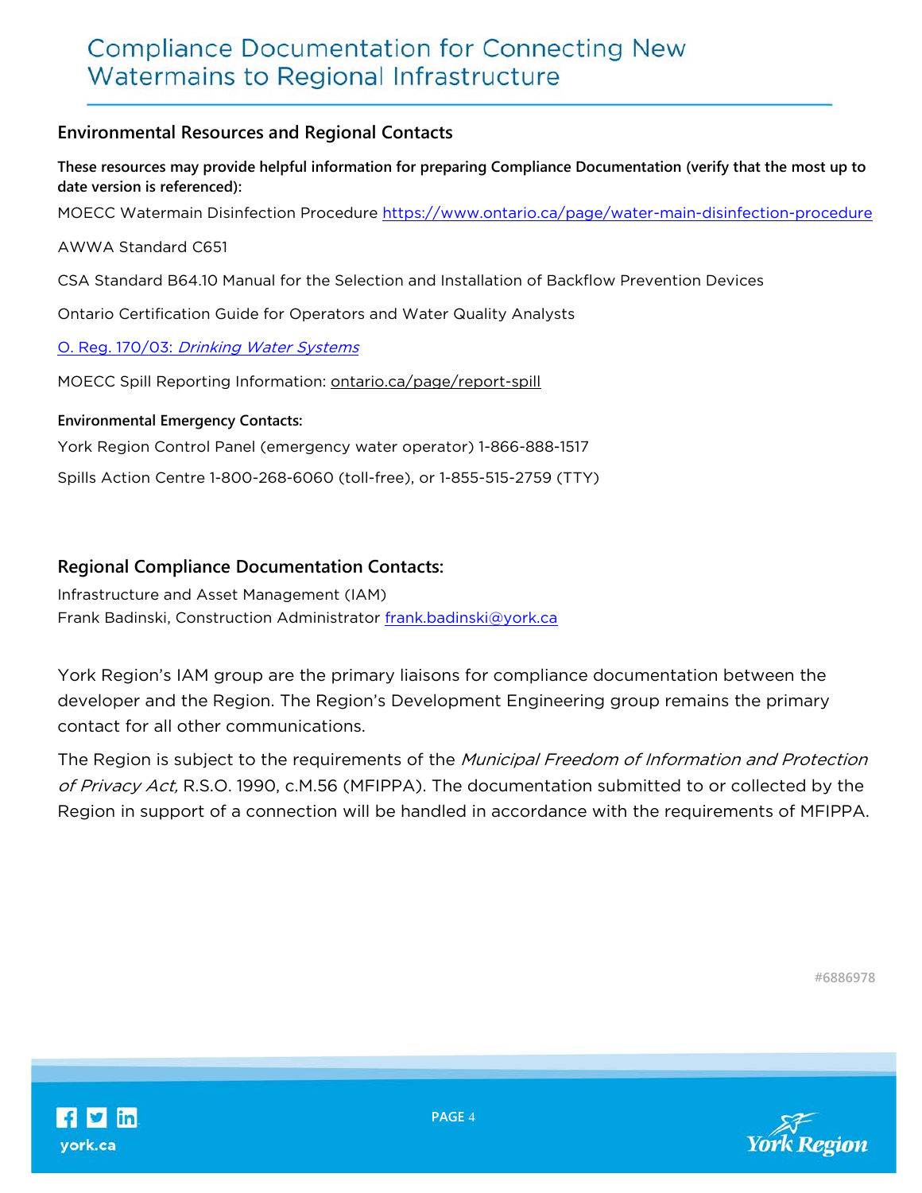## Environmental Resources and Regional Contacts

**These resources may provide helpful information for preparing Compliance Documentation (verify that the most up to date version is referenced):**

MOECC Watermain Disinfection Procedure [https://www.ontario.ca/page/water-main-disinfection-procedure](https://www.ontario.ca/page/water-main-disinfection-procedure)

AWWA Standard C651

CSA Standard B64.10 Manual for the Selection and Installation of Backflow Prevention Devices

Ontario Certification Guide for Operators and Water Quality Analysts

O. Reg. 170/03: *Drinking Water Systems*

MOECC Spill Reporting Information: ontario.ca/page/report-spill

**Environmental Emergency Contacts:**

York Region Control Panel (emergency water operator) 1-866-888-1517

Spills Action Centre 1-800-268-6060 (toll-free), or 1-855-515-2759 (TTY)

## Regional Compliance Documentation Contacts:

Infrastructure and Asset Management (IAM)
Frank Badinski, Construction Administrator frank.badinski@york.ca

York Region's IAM group are the primary liaisons for compliance documentation between the developer and the Region. The Region's Development Engineering group remains the primary contact for all other communications.

The Region is subject to the requirements of the *Municipal Freedom of Information and Protection of Privacy Act,* R.S.O. 1990, c.M.56 (MFIPPA). The documentation submitted to or collected by the Region in support of a connection will be handled in accordance with the requirements of MFIPPA.

#6886978